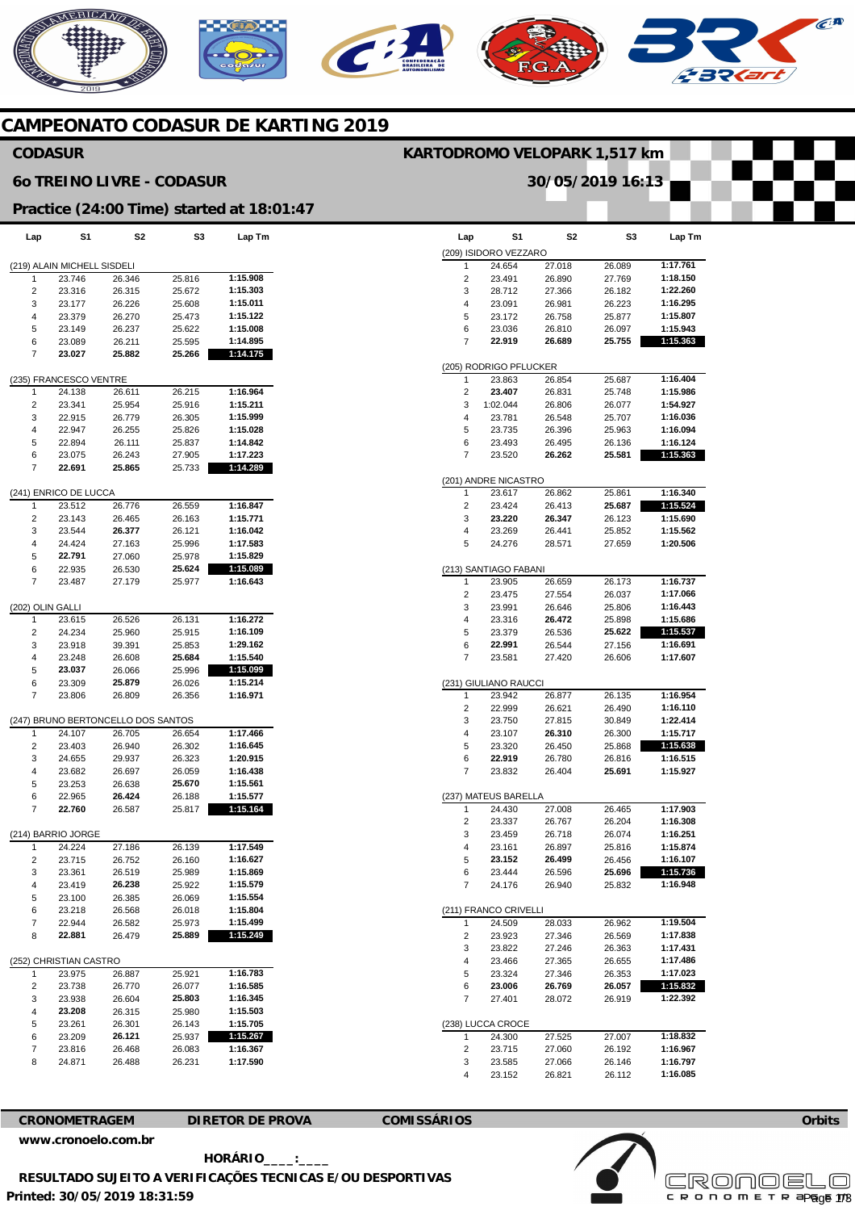# CAMPEONATO CODASUR DE KARTING 2019

## CODASUR

**KARTODROMO VELOPARK 1,517 km**

## 6o TREINO LIVRE - CODASUR

**30/05/2019 16:13**

## Practice (24:00 Time) started at 18:01:47

### (219) ALAIN MICHELL SISDELI

| Lap | S1 | S2 | S3 | Lap Tm |
|---|---|---|---|---|
| 1 | 23.746 | 26.346 | 25.816 | 1:15.908 |
| 2 | 23.316 | 26.315 | 25.672 | 1:15.303 |
| 3 | 23.177 | 26.226 | 25.608 | 1:15.011 |
| 4 | 23.379 | 26.270 | 25.473 | 1:15.122 |
| 5 | 23.149 | 26.237 | 25.622 | 1:15.008 |
| 6 | 23.089 | 26.211 | 25.595 | 1:14.895 |
| 7 | **23.027** | **25.882** | **25.266** | **1:14.175** |

### (235) FRANCESCO VENTRE

| Lap | S1 | S2 | S3 | Lap Tm |
|---|---|---|---|---|
| 1 | 24.138 | 26.611 | 26.215 | 1:16.964 |
| 2 | 23.341 | 25.954 | 25.916 | 1:15.211 |
| 3 | 22.915 | 26.779 | 26.305 | 1:15.999 |
| 4 | 22.947 | 26.255 | 25.826 | 1:15.028 |
| 5 | 22.894 | 26.111 | 25.837 | 1:14.842 |
| 6 | 23.075 | 26.243 | 27.905 | 1:17.223 |
| 7 | **22.691** | **25.865** | 25.733 | **1:14.289** |

### (241) ENRICO DE LUCCA

| Lap | S1 | S2 | S3 | Lap Tm |
|---|---|---|---|---|
| 1 | 23.512 | 26.776 | 26.559 | 1:16.847 |
| 2 | 23.143 | 26.465 | 26.163 | 1:15.771 |
| 3 | 23.544 | **26.377** | 26.121 | 1:16.042 |
| 4 | 24.424 | 27.163 | 25.996 | 1:17.583 |
| 5 | **22.791** | 27.060 | 25.978 | 1:15.829 |
| 6 | 22.935 | 26.530 | **25.624** | **1:15.089** |
| 7 | 23.487 | 27.179 | 25.977 | 1:16.643 |

### (202) OLIN GALLI

| Lap | S1 | S2 | S3 | Lap Tm |
|---|---|---|---|---|
| 1 | 23.615 | 26.526 | 26.131 | 1:16.272 |
| 2 | 24.234 | 25.960 | 25.915 | 1:16.109 |
| 3 | 23.918 | 39.391 | 25.853 | 1:29.162 |
| 4 | 23.248 | 26.608 | **25.684** | 1:15.540 |
| 5 | **23.037** | 26.066 | 25.996 | **1:15.099** |
| 6 | 23.309 | **25.879** | 26.026 | 1:15.214 |
| 7 | 23.806 | 26.809 | 26.356 | 1:16.971 |

### (247) BRUNO BERTONCELLO DOS SANTOS

| Lap | S1 | S2 | S3 | Lap Tm |
|---|---|---|---|---|
| 1 | 24.107 | 26.705 | 26.654 | 1:17.466 |
| 2 | 23.403 | 26.940 | 26.302 | 1:16.645 |
| 3 | 24.655 | 29.937 | 26.323 | 1:20.915 |
| 4 | 23.682 | 26.697 | 26.059 | 1:16.438 |
| 5 | 23.253 | 26.638 | **25.670** | 1:15.561 |
| 6 | 22.965 | **26.424** | 26.188 | 1:15.577 |
| 7 | **22.760** | 26.587 | 25.817 | **1:15.164** |

### (214) BARRIO JORGE

| Lap | S1 | S2 | S3 | Lap Tm |
|---|---|---|---|---|
| 1 | 24.224 | 27.186 | 26.139 | 1:17.549 |
| 2 | 23.715 | 26.752 | 26.160 | 1:16.627 |
| 3 | 23.361 | 26.519 | 25.989 | 1:15.869 |
| 4 | 23.419 | **26.238** | 25.922 | 1:15.579 |
| 5 | 23.100 | 26.385 | 26.069 | 1:15.554 |
| 6 | 23.218 | 26.568 | 26.018 | 1:15.804 |
| 7 | 22.944 | 26.582 | 25.973 | 1:15.499 |
| 8 | **22.881** | 26.479 | **25.889** | **1:15.249** |

### (252) CHRISTIAN CASTRO

| Lap | S1 | S2 | S3 | Lap Tm |
|---|---|---|---|---|
| 1 | 23.975 | 26.887 | 25.921 | 1:16.783 |
| 2 | 23.738 | 26.770 | 26.077 | 1:16.585 |
| 3 | 23.938 | 26.604 | **25.803** | 1:16.345 |
| 4 | **23.208** | 26.315 | 25.980 | 1:15.503 |
| 5 | 23.261 | 26.301 | 26.143 | 1:15.705 |
| 6 | 23.209 | **26.121** | 25.937 | **1:15.267** |
| 7 | 23.816 | 26.468 | 26.083 | 1:16.367 |
| 8 | 24.871 | 26.488 | 26.231 | 1:17.590 |

### (209) ISIDORO VEZZARO

| Lap | S1 | S2 | S3 | Lap Tm |
|---|---|---|---|---|
| 1 | 24.654 | 27.018 | 26.089 | 1:17.761 |
| 2 | 23.491 | 26.890 | 27.769 | 1:18.150 |
| 3 | 28.712 | 27.366 | 26.182 | 1:22.260 |
| 4 | 23.091 | 26.981 | 26.223 | 1:16.295 |
| 5 | 23.172 | 26.758 | 25.877 | 1:15.807 |
| 6 | 23.036 | 26.810 | 26.097 | 1:15.943 |
| 7 | **22.919** | **26.689** | **25.755** | **1:15.363** |

### (205) RODRIGO PFLUCKER

| Lap | S1 | S2 | S3 | Lap Tm |
|---|---|---|---|---|
| 1 | 23.863 | 26.854 | 25.687 | 1:16.404 |
| 2 | **23.407** | 26.831 | 25.748 | 1:15.986 |
| 3 | 1:02.044 | 26.806 | 26.077 | 1:54.927 |
| 4 | 23.781 | 26.548 | 25.707 | 1:16.036 |
| 5 | 23.735 | 26.396 | 25.963 | 1:16.094 |
| 6 | 23.493 | 26.495 | 26.136 | 1:16.124 |
| 7 | 23.520 | **26.262** | **25.581** | **1:15.363** |

### (201) ANDRE NICASTRO

| Lap | S1 | S2 | S3 | Lap Tm |
|---|---|---|---|---|
| 1 | 23.617 | 26.862 | 25.861 | 1:16.340 |
| 2 | 23.424 | 26.413 | **25.687** | **1:15.524** |
| 3 | **23.220** | **26.347** | 26.123 | 1:15.690 |
| 4 | 23.269 | 26.441 | 25.852 | 1:15.562 |
| 5 | 24.276 | 28.571 | 27.659 | 1:20.506 |

### (213) SANTIAGO FABANI

| Lap | S1 | S2 | S3 | Lap Tm |
|---|---|---|---|---|
| 1 | 23.905 | 26.659 | 26.173 | 1:16.737 |
| 2 | 23.475 | 27.554 | 26.037 | 1:17.066 |
| 3 | 23.991 | 26.646 | 25.806 | 1:16.443 |
| 4 | 23.316 | **26.472** | 25.898 | 1:15.686 |
| 5 | 23.379 | 26.536 | **25.622** | **1:15.537** |
| 6 | **22.991** | 26.544 | 27.156 | 1:16.691 |
| 7 | 23.581 | 27.420 | 26.606 | 1:17.607 |

### (231) GIULIANO RAUCCI

| Lap | S1 | S2 | S3 | Lap Tm |
|---|---|---|---|---|
| 1 | 23.942 | 26.877 | 26.135 | 1:16.954 |
| 2 | 22.999 | 26.621 | 26.490 | 1:16.110 |
| 3 | 23.750 | 27.815 | 30.849 | 1:22.414 |
| 4 | 23.107 | **26.310** | 26.300 | 1:15.717 |
| 5 | 23.320 | 26.450 | 25.868 | **1:15.638** |
| 6 | **22.919** | 26.780 | 26.816 | 1:16.515 |
| 7 | 23.832 | 26.404 | **25.691** | 1:15.927 |

### (237) MATEUS BARELLA

| Lap | S1 | S2 | S3 | Lap Tm |
|---|---|---|---|---|
| 1 | 24.430 | 27.008 | 26.465 | 1:17.903 |
| 2 | 23.337 | 26.767 | 26.204 | 1:16.308 |
| 3 | 23.459 | 26.718 | 26.074 | 1:16.251 |
| 4 | 23.161 | 26.897 | 25.816 | 1:15.874 |
| 5 | **23.152** | **26.499** | 26.456 | 1:16.107 |
| 6 | 23.444 | 26.596 | **25.696** | **1:15.736** |
| 7 | 24.176 | 26.940 | 25.832 | 1:16.948 |

### (211) FRANCO CRIVELLI

| Lap | S1 | S2 | S3 | Lap Tm |
|---|---|---|---|---|
| 1 | 24.509 | 28.033 | 26.962 | 1:19.504 |
| 2 | 23.923 | 27.346 | 26.569 | 1:17.838 |
| 3 | 23.822 | 27.246 | 26.363 | 1:17.431 |
| 4 | 23.466 | 27.365 | 26.655 | 1:17.486 |
| 5 | 23.324 | 27.346 | 26.353 | 1:17.023 |
| 6 | **23.006** | **26.769** | **26.057** | **1:15.832** |
| 7 | 27.401 | 28.072 | 26.919 | 1:22.392 |

### (238) LUCCA CROCE

| Lap | S1 | S2 | S3 | Lap Tm |
|---|---|---|---|---|
| 1 | 24.300 | 27.525 | 27.007 | 1:18.832 |
| 2 | 23.715 | 27.060 | 26.192 | 1:16.967 |
| 3 | 23.585 | 27.066 | 26.146 | 1:16.797 |
| 4 | 23.152 | 26.821 | 26.112 | 1:16.085 |

**CRONOMETRAGEM** **DIRETOR DE PROVA** **COMISSÁRIOS** **Orbits**

**www.cronoelo.com.br**

**HORÁRIO____:____**

**RESULTADO SUJEITO A VERIFICAÇÕES TECNICAS E/OU DESPORTIVAS**

**Printed: 30/05/2019 18:31:59**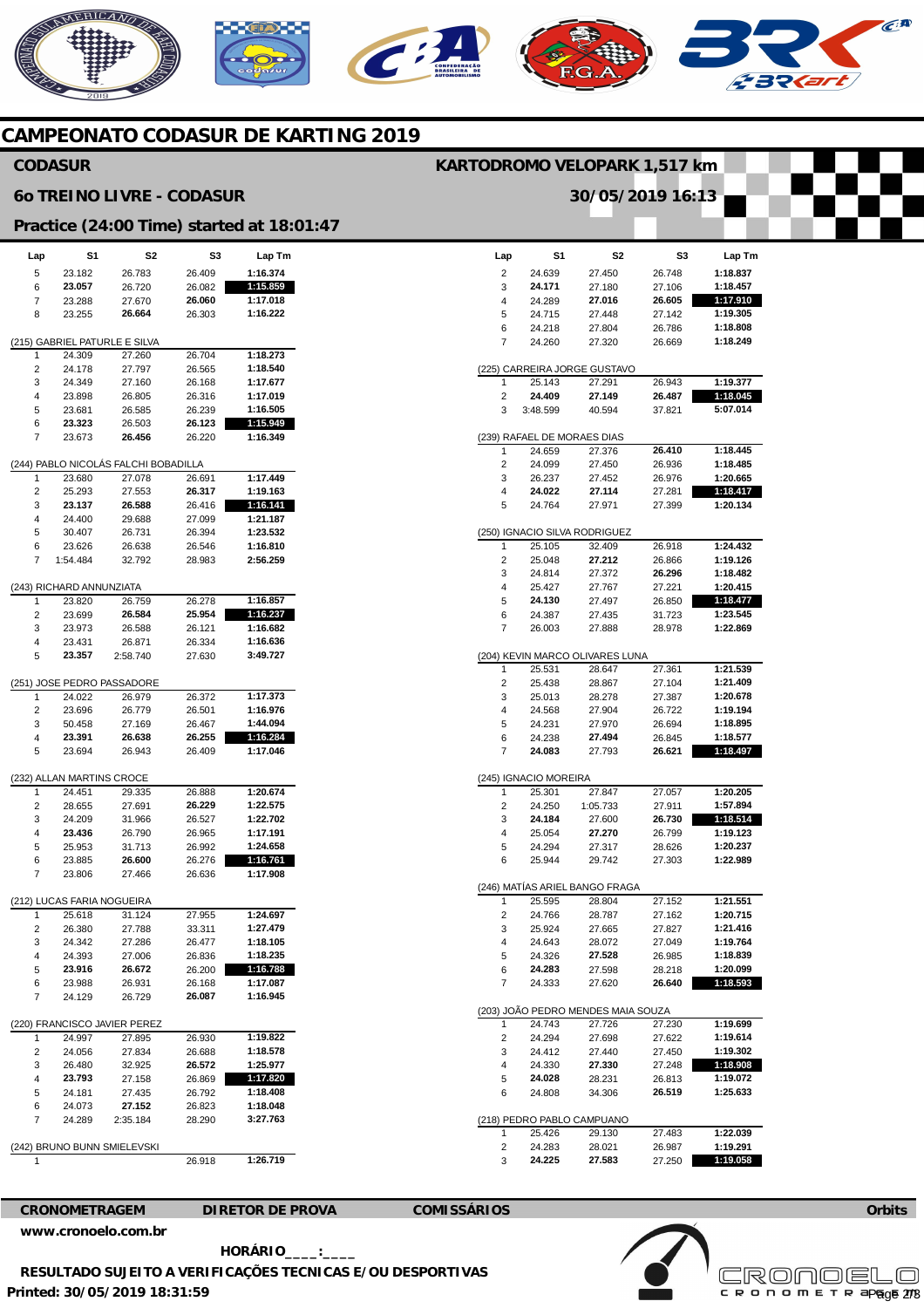# CAMPEONATO CODASUR DE KARTING 2019

## CODASUR

**KARTODROMO VELOPARK 1,517 km**

## 6o TREINO LIVRE - CODASUR

**30/05/2019 16:13**

### Practice (24:00 Time) started at 18:01:47

| Lap | S1 | S2 | S3 | Lap Tm |
|---|---|---|---|---|
| 5 | 23.182 | 26.783 | 26.409 | 1:16.374 |
| 6 | **23.057** | 26.720 | 26.082 | **1:15.859** |
| 7 | 23.288 | 27.670 | **26.060** | 1:17.018 |
| 8 | 23.255 | **26.664** | 26.303 | 1:16.222 |

(215) GABRIEL PATURLE E SILVA

| Lap | S1 | S2 | S3 | Lap Tm |
|---|---|---|---|---|
| 1 | 24.309 | 27.260 | 26.704 | 1:18.273 |
| 2 | 24.178 | 27.797 | 26.565 | 1:18.540 |
| 3 | 24.349 | 27.160 | 26.168 | 1:17.677 |
| 4 | 23.898 | 26.805 | 26.316 | 1:17.019 |
| 5 | 23.681 | 26.585 | 26.239 | 1:16.505 |
| 6 | **23.323** | 26.503 | **26.123** | **1:15.949** |
| 7 | 23.673 | **26.456** | 26.220 | 1:16.349 |

(244) PABLO NICOLÁS FALCHI BOBADILLA

| Lap | S1 | S2 | S3 | Lap Tm |
|---|---|---|---|---|
| 1 | 23.680 | 27.078 | 26.691 | 1:17.449 |
| 2 | 25.293 | 27.553 | **26.317** | 1:19.163 |
| 3 | **23.137** | **26.588** | 26.416 | **1:16.141** |
| 4 | 24.400 | 29.688 | 27.099 | 1:21.187 |
| 5 | 30.407 | 26.731 | 26.394 | 1:23.532 |
| 6 | 23.626 | 26.638 | 26.546 | 1:16.810 |
| 7 | 1:54.484 | 32.792 | 28.983 | 2:56.259 |

(243) RICHARD ANNUNZIATA

| Lap | S1 | S2 | S3 | Lap Tm |
|---|---|---|---|---|
| 1 | 23.820 | 26.759 | 26.278 | 1:16.857 |
| 2 | 23.699 | **26.584** | **25.954** | **1:16.237** |
| 3 | 23.973 | 26.588 | 26.121 | 1:16.682 |
| 4 | 23.431 | 26.871 | 26.334 | 1:16.636 |
| 5 | **23.357** | 2:58.740 | 27.630 | 3:49.727 |

(251) JOSE PEDRO PASSADORE

| Lap | S1 | S2 | S3 | Lap Tm |
|---|---|---|---|---|
| 1 | 24.022 | 26.979 | 26.372 | 1:17.373 |
| 2 | 23.696 | 26.779 | 26.501 | 1:16.976 |
| 3 | 50.458 | 27.169 | 26.467 | 1:44.094 |
| 4 | **23.391** | **26.638** | **26.255** | **1:16.284** |
| 5 | 23.694 | 26.943 | 26.409 | 1:17.046 |

(232) ALLAN MARTINS CROCE

| Lap | S1 | S2 | S3 | Lap Tm |
|---|---|---|---|---|
| 1 | 24.451 | 29.335 | 26.888 | 1:20.674 |
| 2 | 28.655 | 27.691 | **26.229** | 1:22.575 |
| 3 | 24.209 | 31.966 | 26.527 | 1:22.702 |
| 4 | **23.436** | 26.790 | 26.965 | 1:17.191 |
| 5 | 25.953 | 31.713 | 26.992 | 1:24.658 |
| 6 | 23.885 | **26.600** | 26.276 | **1:16.761** |
| 7 | 23.806 | 27.466 | 26.636 | 1:17.908 |

(212) LUCAS FARIA NOGUEIRA

| Lap | S1 | S2 | S3 | Lap Tm |
|---|---|---|---|---|
| 1 | 25.618 | 31.124 | 27.955 | 1:24.697 |
| 2 | 26.380 | 27.788 | 33.311 | 1:27.479 |
| 3 | 24.342 | 27.286 | 26.477 | 1:18.105 |
| 4 | 24.393 | 27.006 | 26.836 | 1:18.235 |
| 5 | **23.916** | **26.672** | 26.200 | **1:16.788** |
| 6 | 23.988 | 26.931 | 26.168 | 1:17.087 |
| 7 | 24.129 | 26.729 | **26.087** | 1:16.945 |

(220) FRANCISCO JAVIER PEREZ

| Lap | S1 | S2 | S3 | Lap Tm |
|---|---|---|---|---|
| 1 | 24.997 | 27.895 | 26.930 | 1:19.822 |
| 2 | 24.056 | 27.834 | 26.688 | 1:18.578 |
| 3 | 26.480 | 32.925 | **26.572** | 1:25.977 |
| 4 | **23.793** | 27.158 | 26.869 | **1:17.820** |
| 5 | 24.181 | 27.435 | 26.792 | 1:18.408 |
| 6 | 24.073 | **27.152** | 26.823 | 1:18.048 |
| 7 | 24.289 | 2:35.184 | 28.290 | 3:27.763 |

(242) BRUNO BUNN SMIELEVSKI

| Lap | S1 | S2 | S3 | Lap Tm |
|---|---|---|---|---|
| 1 | | | 26.918 | 1:26.719 |

| Lap | S1 | S2 | S3 | Lap Tm |
|---|---|---|---|---|
| 2 | 24.639 | 27.450 | 26.748 | 1:18.837 |
| 3 | **24.171** | 27.180 | 27.106 | 1:18.457 |
| 4 | 24.289 | **27.016** | **26.605** | **1:17.910** |
| 5 | 24.715 | 27.448 | 27.142 | 1:19.305 |
| 6 | 24.218 | 27.804 | 26.786 | 1:18.808 |
| 7 | 24.260 | 27.320 | 26.669 | 1:18.249 |

(225) CARREIRA JORGE GUSTAVO

| Lap | S1 | S2 | S3 | Lap Tm |
|---|---|---|---|---|
| 1 | 25.143 | 27.291 | 26.943 | 1:19.377 |
| 2 | **24.409** | **27.149** | **26.487** | **1:18.045** |
| 3 | 3:48.599 | 40.594 | 37.821 | 5:07.014 |

(239) RAFAEL DE MORAES DIAS

| Lap | S1 | S2 | S3 | Lap Tm |
|---|---|---|---|---|
| 1 | 24.659 | 27.376 | **26.410** | 1:18.445 |
| 2 | 24.099 | 27.450 | 26.936 | 1:18.485 |
| 3 | 26.237 | 27.452 | 26.976 | 1:20.665 |
| 4 | **24.022** | **27.114** | 27.281 | **1:18.417** |
| 5 | 24.764 | 27.971 | 27.399 | 1:20.134 |

(250) IGNACIO SILVA RODRIGUEZ

| Lap | S1 | S2 | S3 | Lap Tm |
|---|---|---|---|---|
| 1 | 25.105 | 32.409 | 26.918 | 1:24.432 |
| 2 | 25.048 | **27.212** | 26.866 | 1:19.126 |
| 3 | 24.814 | 27.372 | **26.296** | 1:18.482 |
| 4 | 25.427 | 27.767 | 27.221 | 1:20.415 |
| 5 | **24.130** | 27.497 | 26.850 | **1:18.477** |
| 6 | 24.387 | 27.435 | 31.723 | 1:23.545 |
| 7 | 26.003 | 27.888 | 28.978 | 1:22.869 |

(204) KEVIN MARCO OLIVARES LUNA

| Lap | S1 | S2 | S3 | Lap Tm |
|---|---|---|---|---|
| 1 | 25.531 | 28.647 | 27.361 | 1:21.539 |
| 2 | 25.438 | 28.867 | 27.104 | 1:21.409 |
| 3 | 25.013 | 28.278 | 27.387 | 1:20.678 |
| 4 | 24.568 | 27.904 | 26.722 | 1:19.194 |
| 5 | 24.231 | 27.970 | 26.694 | 1:18.895 |
| 6 | 24.238 | **27.494** | 26.845 | 1:18.577 |
| 7 | **24.083** | 27.793 | **26.621** | **1:18.497** |

(245) IGNACIO MOREIRA

| Lap | S1 | S2 | S3 | Lap Tm |
|---|---|---|---|---|
| 1 | 25.301 | 27.847 | 27.057 | 1:20.205 |
| 2 | 24.250 | 1:05.733 | 27.911 | 1:57.894 |
| 3 | **24.184** | 27.600 | **26.730** | **1:18.514** |
| 4 | 25.054 | **27.270** | 26.799 | 1:19.123 |
| 5 | 24.294 | 27.317 | 28.626 | 1:20.237 |
| 6 | 25.944 | 29.742 | 27.303 | 1:22.989 |

(246) MATÍAS ARIEL BANGO FRAGA

| Lap | S1 | S2 | S3 | Lap Tm |
|---|---|---|---|---|
| 1 | 25.595 | 28.804 | 27.152 | 1:21.551 |
| 2 | 24.766 | 28.787 | 27.162 | 1:20.715 |
| 3 | 25.924 | 27.665 | 27.827 | 1:21.416 |
| 4 | 24.643 | 28.072 | 27.049 | 1:19.764 |
| 5 | 24.326 | **27.528** | 26.985 | 1:18.839 |
| 6 | **24.283** | 27.598 | 28.218 | 1:20.099 |
| 7 | 24.333 | 27.620 | **26.640** | **1:18.593** |

(203) JOÃO PEDRO MENDES MAIA SOUZA

| Lap | S1 | S2 | S3 | Lap Tm |
|---|---|---|---|---|
| 1 | 24.743 | 27.726 | 27.230 | 1:19.699 |
| 2 | 24.294 | 27.698 | 27.622 | 1:19.614 |
| 3 | 24.412 | 27.440 | 27.450 | 1:19.302 |
| 4 | 24.330 | **27.330** | 27.248 | **1:18.908** |
| 5 | **24.028** | 28.231 | 26.813 | 1:19.072 |
| 6 | 24.808 | 34.306 | **26.519** | 1:25.633 |

(218) PEDRO PABLO CAMPUANO

| Lap | S1 | S2 | S3 | Lap Tm |
|---|---|---|---|---|
| 1 | 25.426 | 29.130 | 27.483 | 1:22.039 |
| 2 | 24.283 | 28.021 | 26.987 | 1:19.291 |
| 3 | **24.225** | **27.583** | 27.250 | **1:19.058** |

**CRONOMETRAGEM** | **DIRETOR DE PROVA** | **COMISSÁRIOS** | **Orbits**

**www.cronoelo.com.br**

**HORÁRIO\_\_\_\_:\_\_\_\_**

**RESULTADO SUJEITO A VERIFICAÇÕES TECNICAS E/OU DESPORTIVAS**

**Printed: 30/05/2019 18:31:59**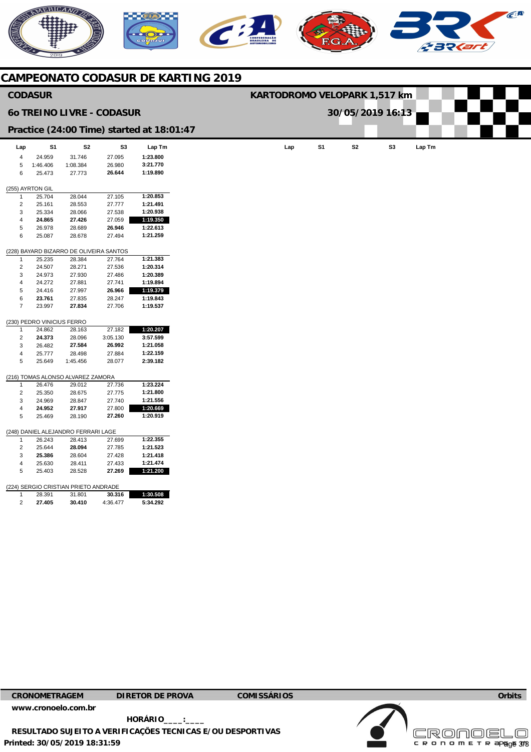# CAMPEONATO CODASUR DE KARTING 2019

## CODASUR

**KARTODROMO VELOPARK 1,517 km**

## 6o TREINO LIVRE - CODASUR

**30/05/2019 16:13**

### Practice (24:00 Time) started at 18:01:47

| Lap | S1 | S2 | S3 | Lap Tm |
|---|---|---|---|---|
| 4 | 24.959 | 31.746 | 27.095 | **1:23.800** |
| 5 | 1:46.406 | 1:08.384 | 26.980 | **3:21.770** |
| 6 | 25.473 | 27.773 | **26.644** | **1:19.890** |

(255) AYRTON GIL

| Lap | S1 | S2 | S3 | Lap Tm |
|---|---|---|---|---|
| 1 | 25.704 | 28.044 | 27.105 | **1:20.853** |
| 2 | 25.161 | 28.553 | 27.777 | **1:21.491** |
| 3 | 25.334 | 28.066 | 27.538 | **1:20.938** |
| 4 | **24.865** | **27.426** | 27.059 | **1:19.350** |
| 5 | 26.978 | 28.689 | **26.946** | **1:22.613** |
| 6 | 25.087 | 28.678 | 27.494 | **1:21.259** |

(228) BAYARD BIZARRO DE OLIVEIRA SANTOS

| Lap | S1 | S2 | S3 | Lap Tm |
|---|---|---|---|---|
| 1 | 25.235 | 28.384 | 27.764 | **1:21.383** |
| 2 | 24.507 | 28.271 | 27.536 | **1:20.314** |
| 3 | 24.973 | 27.930 | 27.486 | **1:20.389** |
| 4 | 24.272 | 27.881 | 27.741 | **1:19.894** |
| 5 | 24.416 | 27.997 | **26.966** | **1:19.379** |
| 6 | **23.761** | 27.835 | 28.247 | **1:19.843** |
| 7 | 23.997 | **27.834** | 27.706 | **1:19.537** |

(230) PEDRO VINICIUS FERRO

| Lap | S1 | S2 | S3 | Lap Tm |
|---|---|---|---|---|
| 1 | 24.862 | 28.163 | 27.182 | **1:20.207** |
| 2 | **24.373** | 28.096 | 3:05.130 | **3:57.599** |
| 3 | 26.482 | **27.584** | **26.992** | **1:21.058** |
| 4 | 25.777 | 28.498 | 27.884 | **1:22.159** |
| 5 | 25.649 | 1:45.456 | 28.077 | **2:39.182** |

(216) TOMAS ALONSO ALVAREZ ZAMORA

| Lap | S1 | S2 | S3 | Lap Tm |
|---|---|---|---|---|
| 1 | 26.476 | 29.012 | 27.736 | **1:23.224** |
| 2 | 25.350 | 28.675 | 27.775 | **1:21.800** |
| 3 | 24.969 | 28.847 | 27.740 | **1:21.556** |
| 4 | **24.952** | **27.917** | 27.800 | **1:20.669** |
| 5 | 25.469 | 28.190 | **27.260** | **1:20.919** |

(248) DANIEL ALEJANDRO FERRARI LAGE

| Lap | S1 | S2 | S3 | Lap Tm |
|---|---|---|---|---|
| 1 | 26.243 | 28.413 | 27.699 | **1:22.355** |
| 2 | 25.644 | **28.094** | 27.785 | **1:21.523** |
| 3 | **25.386** | 28.604 | 27.428 | **1:21.418** |
| 4 | 25.630 | 28.411 | 27.433 | **1:21.474** |
| 5 | 25.403 | 28.528 | **27.269** | **1:21.200** |

(224) SERGIO CRISTIAN PRIETO ANDRADE

| Lap | S1 | S2 | S3 | Lap Tm |
|---|---|---|---|---|
| 1 | 28.391 | 31.801 | **30.316** | **1:30.508** |
| 2 | **27.405** | **30.410** | 4:36.477 | **5:34.292** |

**CRONOMETRAGEM** **DIRETOR DE PROVA** **COMISSÁRIOS** **Orbits**

**www.cronoelo.com.br**

**HORÁRIO____:____**

**RESULTADO SUJEITO A VERIFICAÇÕES TECNICAS E/OU DESPORTIVAS**

**Printed: 30/05/2019 18:31:59**